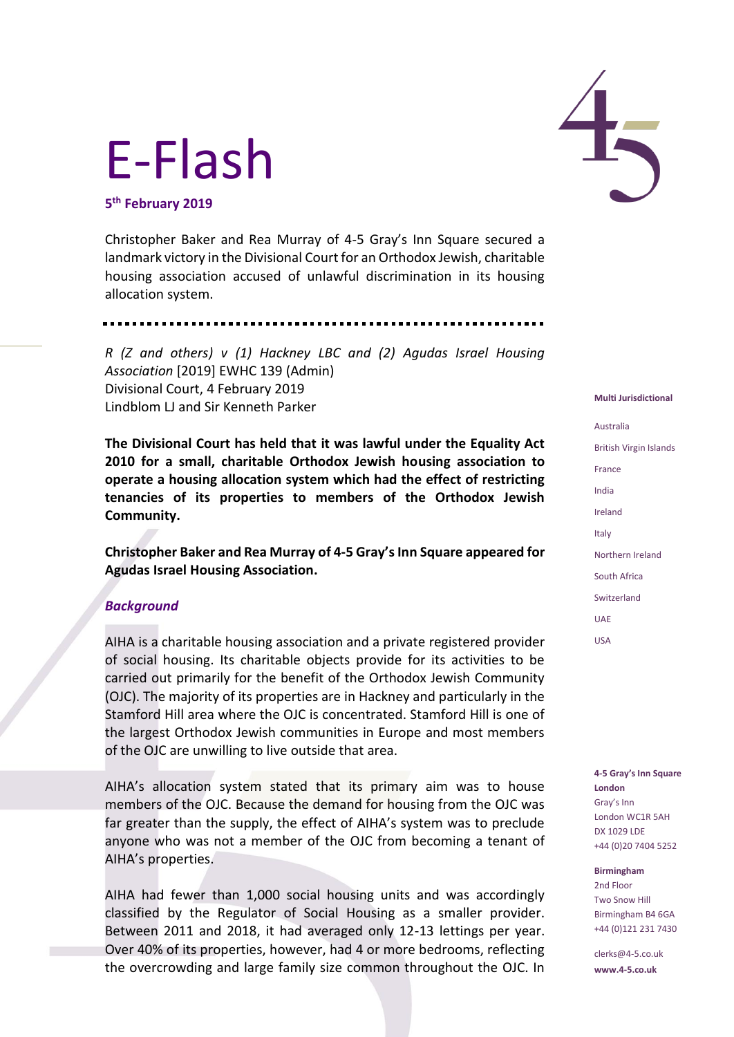# E-Flash

**5th February 2019**

Christopher Baker and Rea Murray of 4-5 Gray's Inn Square secured a landmark victory in the Divisional Court for an Orthodox Jewish, charitable housing association accused of unlawful discrimination in its housing allocation system.

---

*R (Z and others) v (1) Hackney LBC and (2) Agudas Israel Housing Association* [2019] EWHC 139 (Admin)
Divisional Court, 4 February 2019
Lindblom LJ and Sir Kenneth Parker

**The Divisional Court has held that it was lawful under the Equality Act 2010 for a small, charitable Orthodox Jewish housing association to operate a housing allocation system which had the effect of restricting tenancies of its properties to members of the Orthodox Jewish Community.**

**Christopher Baker and Rea Murray of 4-5 Gray's Inn Square appeared for Agudas Israel Housing Association.**

### *Background*

AIHA is a charitable housing association and a private registered provider of social housing. Its charitable objects provide for its activities to be carried out primarily for the benefit of the Orthodox Jewish Community (OJC). The majority of its properties are in Hackney and particularly in the Stamford Hill area where the OJC is concentrated. Stamford Hill is one of the largest Orthodox Jewish communities in Europe and most members of the OJC are unwilling to live outside that area.

AIHA's allocation system stated that its primary aim was to house members of the OJC. Because the demand for housing from the OJC was far greater than the supply, the effect of AIHA's system was to preclude anyone who was not a member of the OJC from becoming a tenant of AIHA's properties.

AIHA had fewer than 1,000 social housing units and was accordingly classified by the Regulator of Social Housing as a smaller provider. Between 2011 and 2018, it had averaged only 12-13 lettings per year. Over 40% of its properties, however, had 4 or more bedrooms, reflecting the overcrowding and large family size common throughout the OJC. In

**Multi Jurisdictional**

- Australia
- British Virgin Islands
- France
- India
- Ireland
- Italy
- Northern Ireland
- South Africa
- Switzerland
- UAE
- USA

**4-5 Gray's Inn Square London**
Gray's Inn
London WC1R 5AH
DX 1029 LDE
+44 (0)20 7404 5252

**Birmingham**
2nd Floor
Two Snow Hill
Birmingham B4 6GA
+44 (0)121 231 7430

clerks@4-5.co.uk
**www.4-5.co.uk**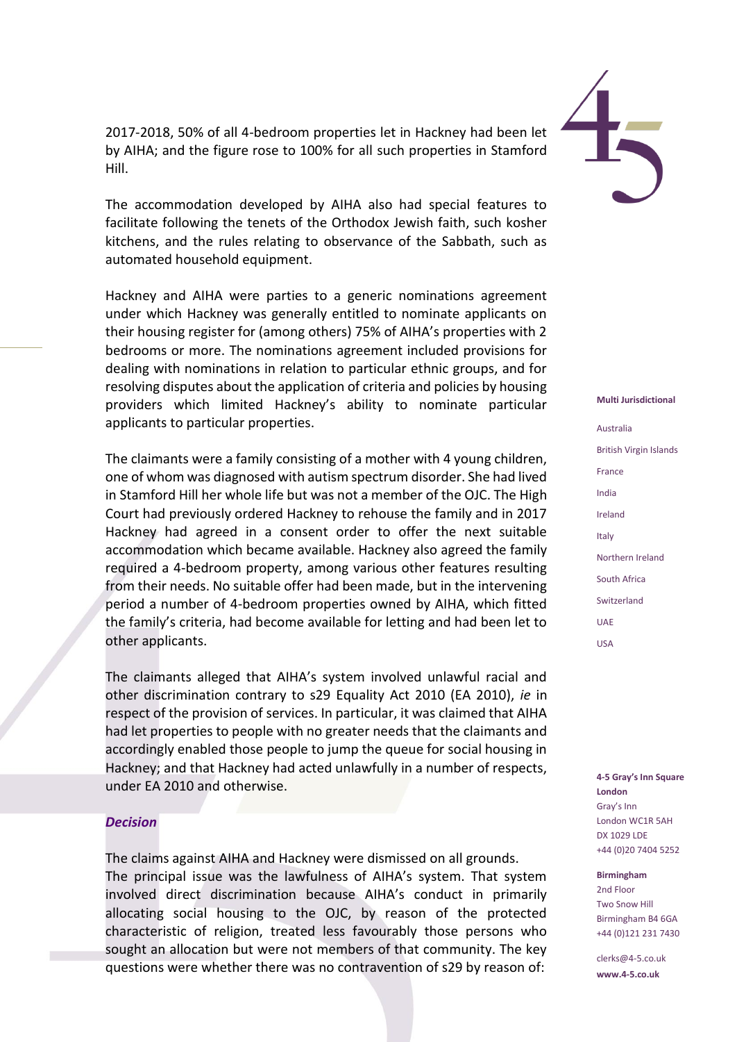2017-2018, 50% of all 4-bedroom properties let in Hackney had been let by AIHA; and the figure rose to 100% for all such properties in Stamford Hill.

The accommodation developed by AIHA also had special features to facilitate following the tenets of the Orthodox Jewish faith, such kosher kitchens, and the rules relating to observance of the Sabbath, such as automated household equipment.

Hackney and AIHA were parties to a generic nominations agreement under which Hackney was generally entitled to nominate applicants on their housing register for (among others) 75% of AIHA's properties with 2 bedrooms or more. The nominations agreement included provisions for dealing with nominations in relation to particular ethnic groups, and for resolving disputes about the application of criteria and policies by housing providers which limited Hackney's ability to nominate particular applicants to particular properties.

The claimants were a family consisting of a mother with 4 young children, one of whom was diagnosed with autism spectrum disorder. She had lived in Stamford Hill her whole life but was not a member of the OJC. The High Court had previously ordered Hackney to rehouse the family and in 2017 Hackney had agreed in a consent order to offer the next suitable accommodation which became available. Hackney also agreed the family required a 4-bedroom property, among various other features resulting from their needs. No suitable offer had been made, but in the intervening period a number of 4-bedroom properties owned by AIHA, which fitted the family's criteria, had become available for letting and had been let to other applicants.

The claimants alleged that AIHA's system involved unlawful racial and other discrimination contrary to s29 Equality Act 2010 (EA 2010), *ie* in respect of the provision of services. In particular, it was claimed that AIHA had let properties to people with no greater needs that the claimants and accordingly enabled those people to jump the queue for social housing in Hackney; and that Hackney had acted unlawfully in a number of respects, under EA 2010 and otherwise.

### *Decision*

The claims against AIHA and Hackney were dismissed on all grounds.
The principal issue was the lawfulness of AIHA's system. That system involved direct discrimination because AIHA's conduct in primarily allocating social housing to the OJC, by reason of the protected characteristic of religion, treated less favourably those persons who sought an allocation but were not members of that community. The key questions were whether there was no contravention of s29 by reason of: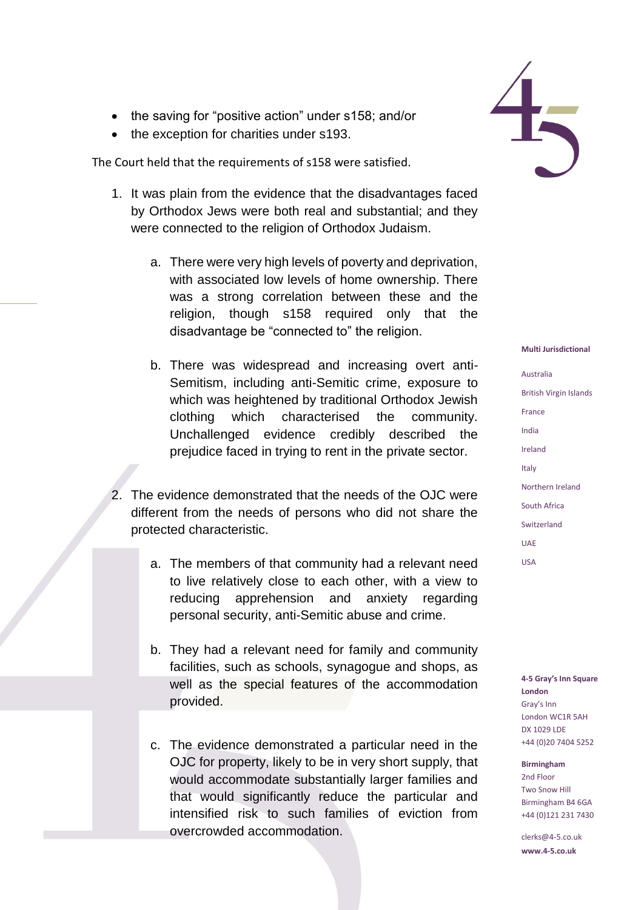- the saving for "positive action" under s158; and/or
- the exception for charities under s193.

The Court held that the requirements of s158 were satisfied.

1. It was plain from the evidence that the disadvantages faced by Orthodox Jews were both real and substantial; and they were connected to the religion of Orthodox Judaism.

    a. There were very high levels of poverty and deprivation, with associated low levels of home ownership. There was a strong correlation between these and the religion, though s158 required only that the disadvantage be "connected to" the religion.

    b. There was widespread and increasing overt anti-Semitism, including anti-Semitic crime, exposure to which was heightened by traditional Orthodox Jewish clothing which characterised the community. Unchallenged evidence credibly described the prejudice faced in trying to rent in the private sector.

2. The evidence demonstrated that the needs of the OJC were different from the needs of persons who did not share the protected characteristic.

    a. The members of that community had a relevant need to live relatively close to each other, with a view to reducing apprehension and anxiety regarding personal security, anti-Semitic abuse and crime.

    b. They had a relevant need for family and community facilities, such as schools, synagogue and shops, as well as the special features of the accommodation provided.

    c. The evidence demonstrated a particular need in the OJC for property, likely to be in very short supply, that would accommodate substantially larger families and that would significantly reduce the particular and intensified risk to such families of eviction from overcrowded accommodation.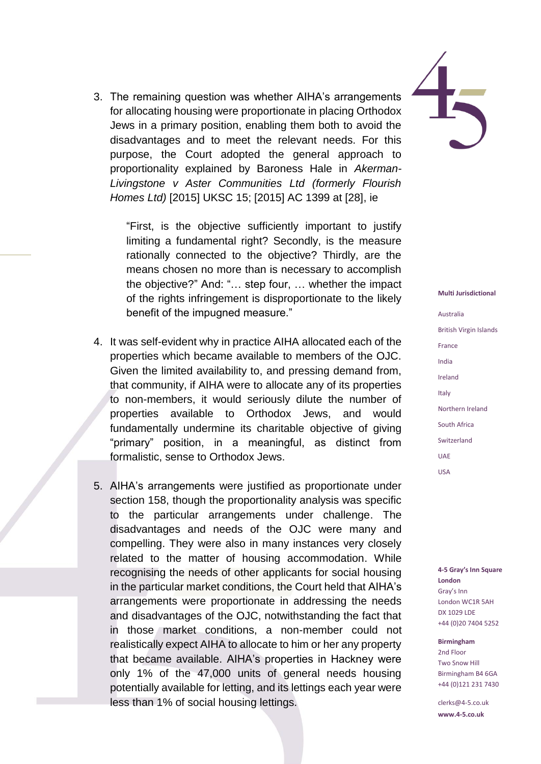3. The remaining question was whether AIHA's arrangements for allocating housing were proportionate in placing Orthodox Jews in a primary position, enabling them both to avoid the disadvantages and to meet the relevant needs. For this purpose, the Court adopted the general approach to proportionality explained by Baroness Hale in *Akerman-Livingstone v Aster Communities Ltd (formerly Flourish Homes Ltd)* [2015] UKSC 15; [2015] AC 1399 at [28], ie

   > "First, is the objective sufficiently important to justify limiting a fundamental right? Secondly, is the measure rationally connected to the objective? Thirdly, are the means chosen no more than is necessary to accomplish the objective?" And: "… step four, … whether the impact of the rights infringement is disproportionate to the likely benefit of the impugned measure."

4. It was self-evident why in practice AIHA allocated each of the properties which became available to members of the OJC. Given the limited availability to, and pressing demand from, that community, if AIHA were to allocate any of its properties to non-members, it would seriously dilute the number of properties available to Orthodox Jews, and would fundamentally undermine its charitable objective of giving "primary" position, in a meaningful, as distinct from formalistic, sense to Orthodox Jews.

5. AIHA's arrangements were justified as proportionate under section 158, though the proportionality analysis was specific to the particular arrangements under challenge. The disadvantages and needs of the OJC were many and compelling. They were also in many instances very closely related to the matter of housing accommodation. While recognising the needs of other applicants for social housing in the particular market conditions, the Court held that AIHA's arrangements were proportionate in addressing the needs and disadvantages of the OJC, notwithstanding the fact that in those market conditions, a non-member could not realistically expect AIHA to allocate to him or her any property that became available. AIHA's properties in Hackney were only 1% of the 47,000 units of general needs housing potentially available for letting, and its lettings each year were less than 1% of social housing lettings.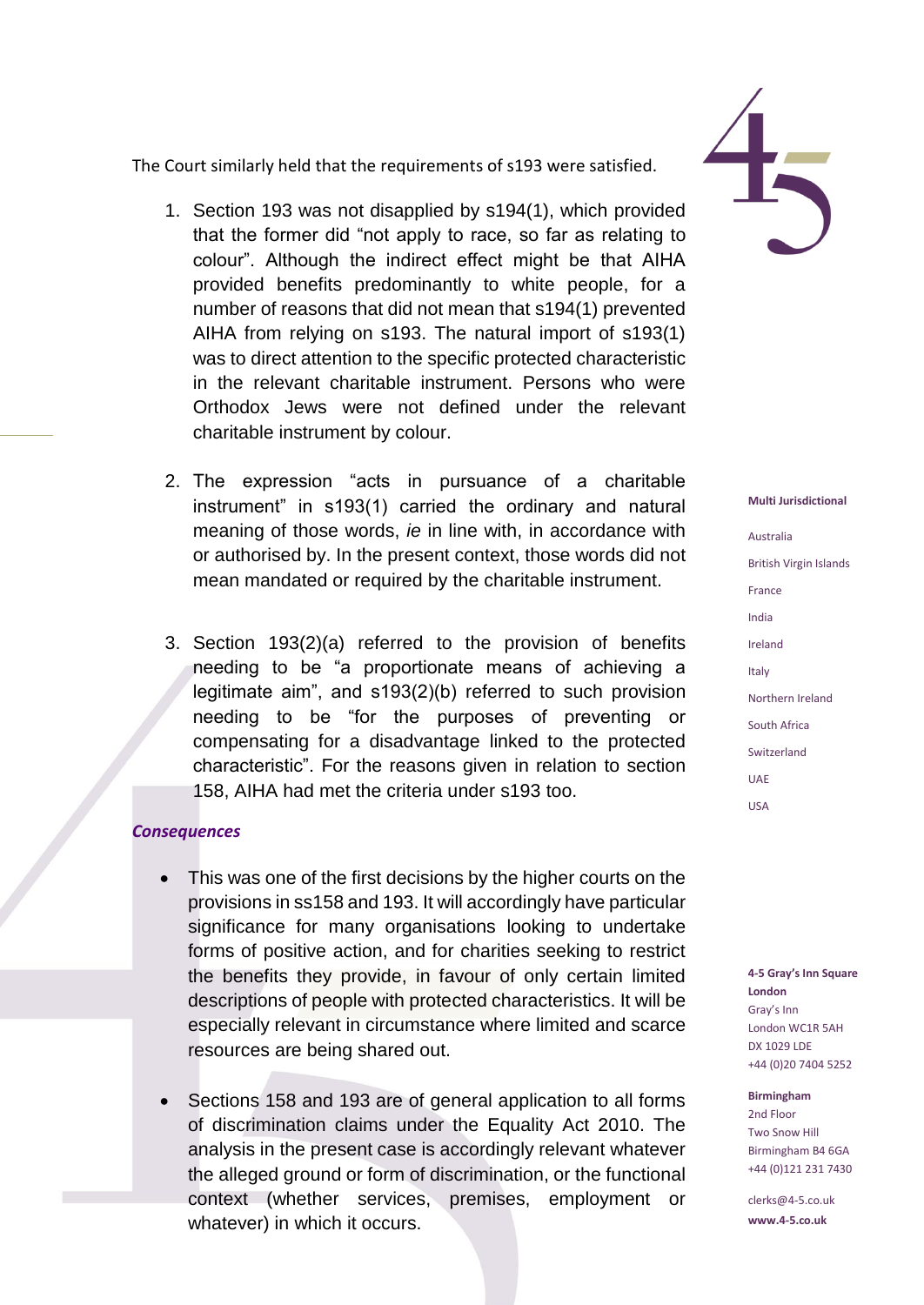The Court similarly held that the requirements of s193 were satisfied.

1. Section 193 was not disapplied by s194(1), which provided that the former did “not apply to race, so far as relating to colour”. Although the indirect effect might be that AIHA provided benefits predominantly to white people, for a number of reasons that did not mean that s194(1) prevented AIHA from relying on s193. The natural import of s193(1) was to direct attention to the specific protected characteristic in the relevant charitable instrument. Persons who were Orthodox Jews were not defined under the relevant charitable instrument by colour.

2. The expression “acts in pursuance of a charitable instrument” in s193(1) carried the ordinary and natural meaning of those words, *ie* in line with, in accordance with or authorised by. In the present context, those words did not mean mandated or required by the charitable instrument.

3. Section 193(2)(a) referred to the provision of benefits needing to be “a proportionate means of achieving a legitimate aim”, and s193(2)(b) referred to such provision needing to be “for the purposes of preventing or compensating for a disadvantage linked to the protected characteristic”. For the reasons given in relation to section 158, AIHA had met the criteria under s193 too.

### *Consequences*

- This was one of the first decisions by the higher courts on the provisions in ss158 and 193. It will accordingly have particular significance for many organisations looking to undertake forms of positive action, and for charities seeking to restrict the benefits they provide, in favour of only certain limited descriptions of people with protected characteristics. It will be especially relevant in circumstance where limited and scarce resources are being shared out.

- Sections 158 and 193 are of general application to all forms of discrimination claims under the Equality Act 2010. The analysis in the present case is accordingly relevant whatever the alleged ground or form of discrimination, or the functional context (whether services, premises, employment or whatever) in which it occurs.

**Multi Jurisdictional**

Australia
British Virgin Islands
France
India
Ireland
Italy
Northern Ireland
South Africa
Switzerland
UAE
USA

**4-5 Gray’s Inn Square London**
Gray’s Inn
London WC1R 5AH
DX 1029 LDE
+44 (0)20 7404 5252

**Birmingham**
2nd Floor
Two Snow Hill
Birmingham B4 6GA
+44 (0)121 231 7430

clerks@4-5.co.uk
**www.4-5.co.uk**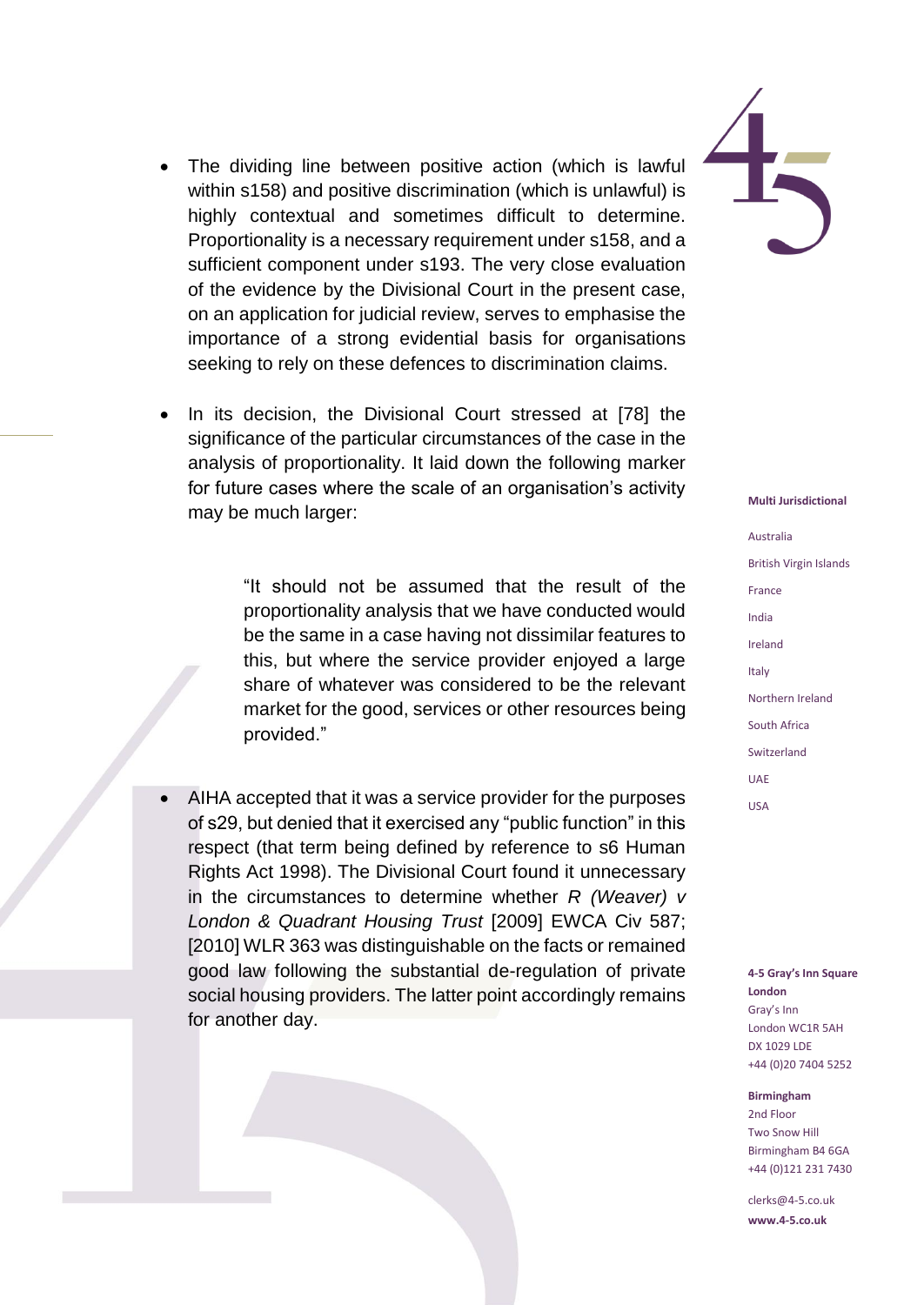- The dividing line between positive action (which is lawful within s158) and positive discrimination (which is unlawful) is highly contextual and sometimes difficult to determine. Proportionality is a necessary requirement under s158, and a sufficient component under s193. The very close evaluation of the evidence by the Divisional Court in the present case, on an application for judicial review, serves to emphasise the importance of a strong evidential basis for organisations seeking to rely on these defences to discrimination claims.

- In its decision, the Divisional Court stressed at [78] the significance of the particular circumstances of the case in the analysis of proportionality. It laid down the following marker for future cases where the scale of an organisation's activity may be much larger:

  > "It should not be assumed that the result of the proportionality analysis that we have conducted would be the same in a case having not dissimilar features to this, but where the service provider enjoyed a large share of whatever was considered to be the relevant market for the good, services or other resources being provided."

- AIHA accepted that it was a service provider for the purposes of s29, but denied that it exercised any "public function" in this respect (that term being defined by reference to s6 Human Rights Act 1998). The Divisional Court found it unnecessary in the circumstances to determine whether *R (Weaver) v London & Quadrant Housing Trust* [2009] EWCA Civ 587; [2010] WLR 363 was distinguishable on the facts or remained good law following the substantial de-regulation of private social housing providers. The latter point accordingly remains for another day.

**Multi Jurisdictional**

Australia
British Virgin Islands
France
India
Ireland
Italy
Northern Ireland
South Africa
Switzerland
UAE
USA

**4-5 Gray's Inn Square London**
Gray's Inn
London WC1R 5AH
DX 1029 LDE
+44 (0)20 7404 5252

**Birmingham**
2nd Floor
Two Snow Hill
Birmingham B4 6GA
+44 (0)121 231 7430

clerks@4-5.co.uk
**www.4-5.co.uk**